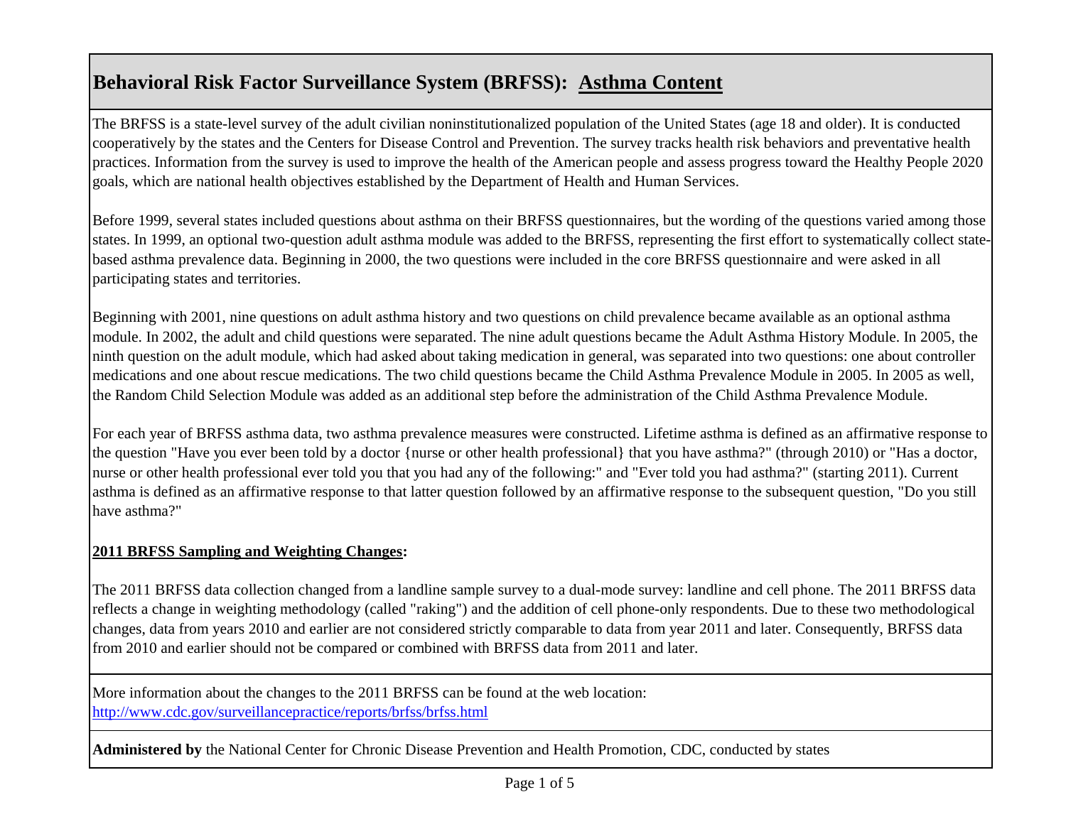# Behavioral Risk Factor Surveillance System (BRFSS): Asthma Content

The BRFSS is a state-level survey of the adult civilian noninstitutionalized population of the United States (age 18 and older). It is conducted cooperatively by the states and the Centers for Disease Control and Prevention. The survey tracks health risk behaviors and preventative health practices. Information from the survey is used to improve the health of the American people and assess progress toward the Healthy People 2020 goals, which are national health objectives established by the Department of Health and Human Services.

Before 1999, several states included questions about asthma on their BRFSS questionnaires, but the wording of the questions varied among those states. In 1999, an optional two-question adult asthma module was added to the BRFSS, representing the first effort to systematically collect state-based asthma prevalence data. Beginning in 2000, the two questions were included in the core BRFSS questionnaire and were asked in all participating states and territories.

Beginning with 2001, nine questions on adult asthma history and two questions on child prevalence became available as an optional asthma module. In 2002, the adult and child questions were separated. The nine adult questions became the Adult Asthma History Module. In 2005, the ninth question on the adult module, which had asked about taking medication in general, was separated into two questions: one about controller medications and one about rescue medications. The two child questions became the Child Asthma Prevalence Module in 2005. In 2005 as well, the Random Child Selection Module was added as an additional step before the administration of the Child Asthma Prevalence Module.

For each year of BRFSS asthma data, two asthma prevalence measures were constructed. Lifetime asthma is defined as an affirmative response to the question "Have you ever been told by a doctor {nurse or other health professional} that you have asthma?" (through 2010) or "Has a doctor, nurse or other health professional ever told you that you had any of the following:" and "Ever told you had asthma?" (starting 2011). Current asthma is defined as an affirmative response to that latter question followed by an affirmative response to the subsequent question, "Do you still have asthma?"

**2011 BRFSS Sampling and Weighting Changes:**

The 2011 BRFSS data collection changed from a landline sample survey to a dual-mode survey: landline and cell phone. The 2011 BRFSS data reflects a change in weighting methodology (called "raking") and the addition of cell phone-only respondents. Due to these two methodological changes, data from years 2010 and earlier are not considered strictly comparable to data from year 2011 and later. Consequently, BRFSS data from 2010 and earlier should not be compared or combined with BRFSS data from 2011 and later.

More information about the changes to the 2011 BRFSS can be found at the web location:
http://www.cdc.gov/surveillancepractice/reports/brfss/brfss.html

**Administered by** the National Center for Chronic Disease Prevention and Health Promotion, CDC, conducted by states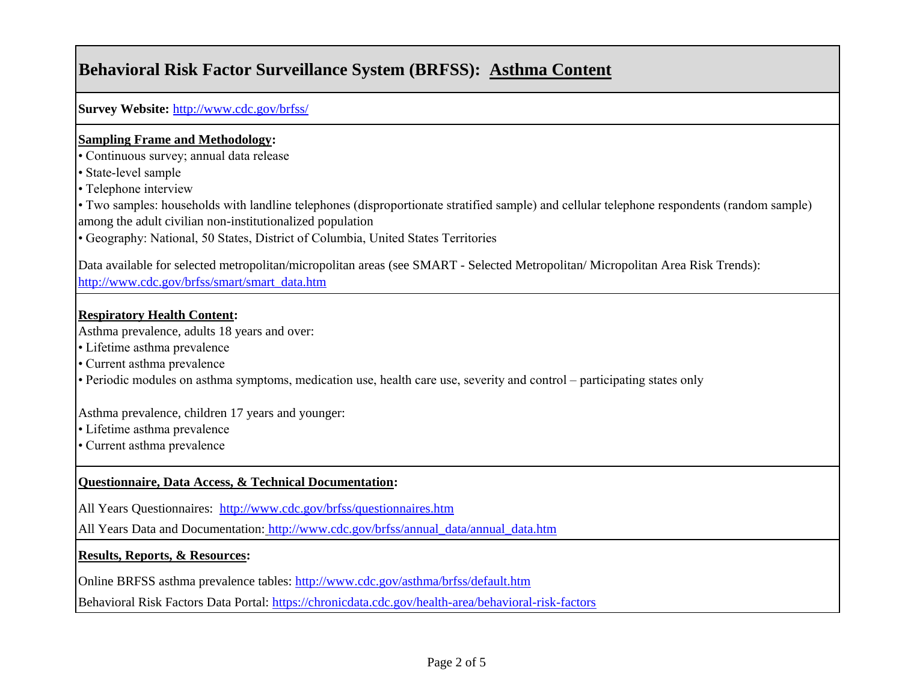# Behavioral Risk Factor Surveillance System (BRFSS): Asthma Content

**Survey Website:** http://www.cdc.gov/brfss/

**Sampling Frame and Methodology:**

- Continuous survey; annual data release
- State-level sample
- Telephone interview
- Two samples: households with landline telephones (disproportionate stratified sample) and cellular telephone respondents (random sample) among the adult civilian non-institutionalized population
- Geography: National, 50 States, District of Columbia, United States Territories

Data available for selected metropolitan/micropolitan areas (see SMART - Selected Metropolitan/ Micropolitan Area Risk Trends): http://www.cdc.gov/brfss/smart/smart_data.htm

**Respiratory Health Content:**

Asthma prevalence, adults 18 years and over:

- Lifetime asthma prevalence
- Current asthma prevalence
- Periodic modules on asthma symptoms, medication use, health care use, severity and control – participating states only

Asthma prevalence, children 17 years and younger:

- Lifetime asthma prevalence
- Current asthma prevalence

**Questionnaire, Data Access, & Technical Documentation:**

All Years Questionnaires: http://www.cdc.gov/brfss/questionnaires.htm

All Years Data and Documentation: http://www.cdc.gov/brfss/annual_data/annual_data.htm

**Results, Reports, & Resources:**

Online BRFSS asthma prevalence tables: http://www.cdc.gov/asthma/brfss/default.htm

Behavioral Risk Factors Data Portal: https://chronicdata.cdc.gov/health-area/behavioral-risk-factors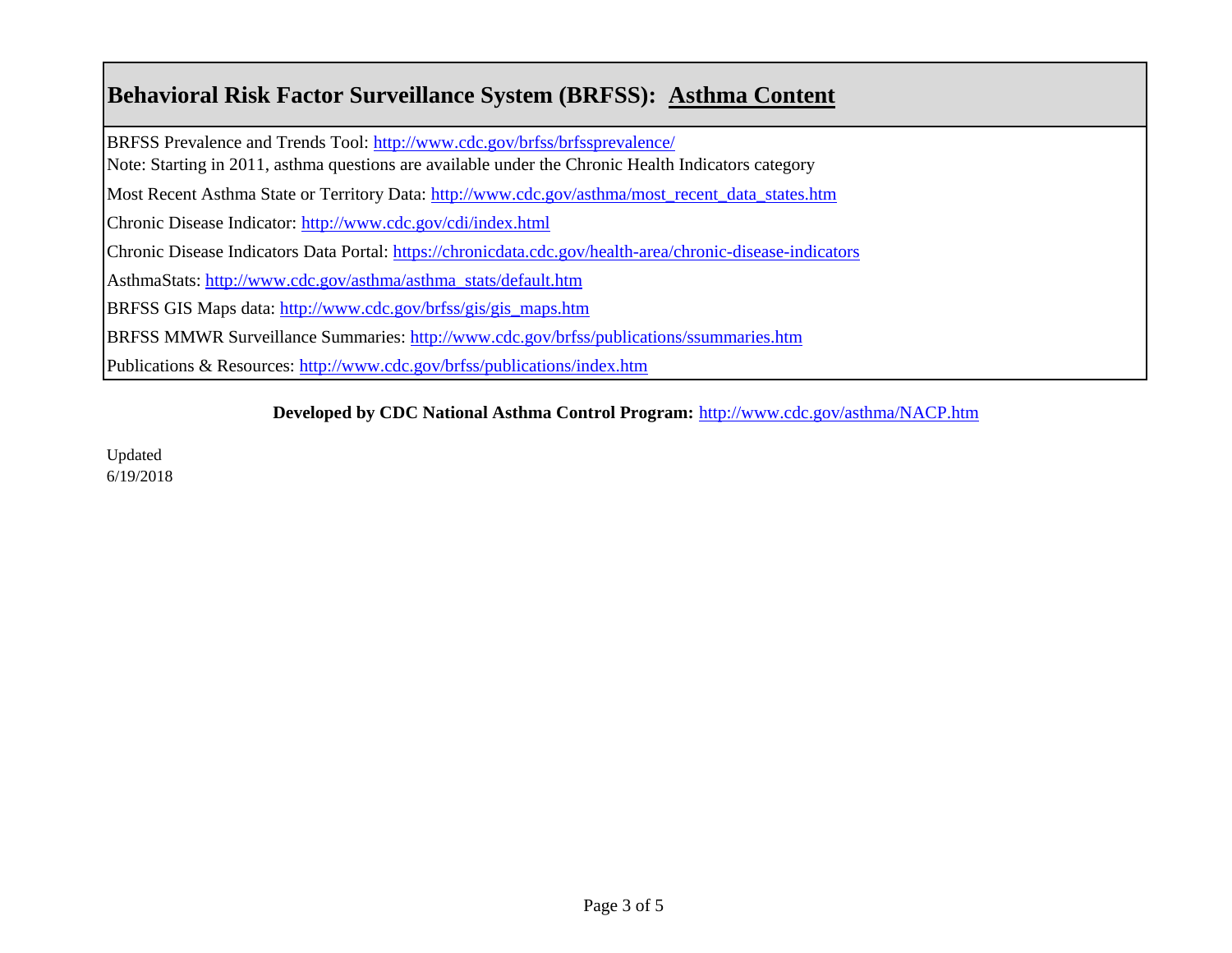# Behavioral Risk Factor Surveillance System (BRFSS): **Asthma Content**

BRFSS Prevalence and Trends Tool: http://www.cdc.gov/brfss/brfssprevalence/
Note: Starting in 2011, asthma questions are available under the Chronic Health Indicators category

Most Recent Asthma State or Territory Data: http://www.cdc.gov/asthma/most_recent_data_states.htm

Chronic Disease Indicator: http://www.cdc.gov/cdi/index.html

Chronic Disease Indicators Data Portal: https://chronicdata.cdc.gov/health-area/chronic-disease-indicators

AsthmaStats: http://www.cdc.gov/asthma/asthma_stats/default.htm

BRFSS GIS Maps data: http://www.cdc.gov/brfss/gis/gis_maps.htm

BRFSS MMWR Surveillance Summaries: http://www.cdc.gov/brfss/publications/ssummaries.htm

Publications & Resources: http://www.cdc.gov/brfss/publications/index.htm

**Developed by CDC National Asthma Control Program:** http://www.cdc.gov/asthma/NACP.htm

Updated
6/19/2018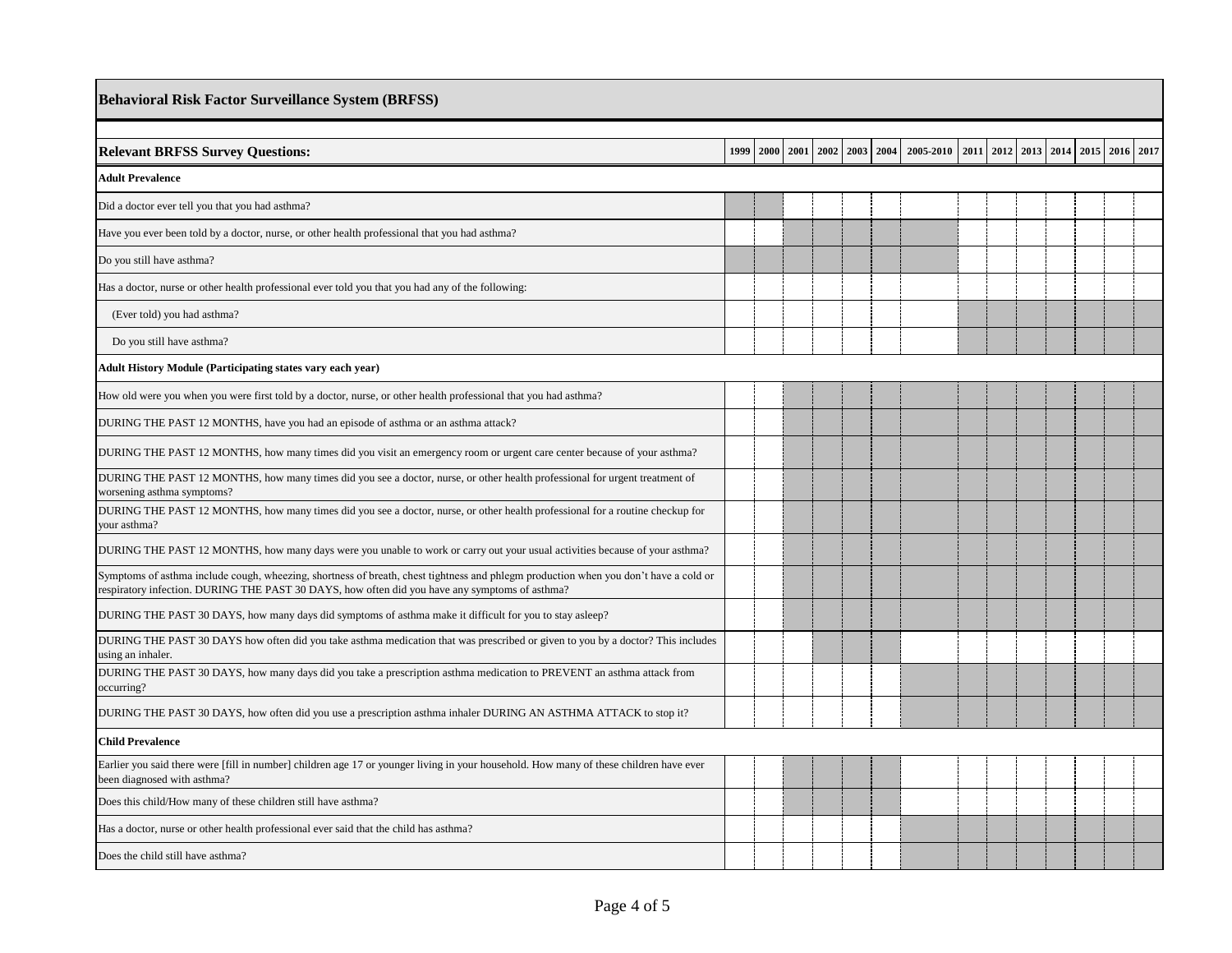## Behavioral Risk Factor Surveillance System (BRFSS)

(X = shaded cell in the source table)

| Relevant BRFSS Survey Questions: | 1999 | 2000 | 2001 | 2002 | 2003 | 2004 | 2005-2010 | 2011 | 2012 | 2013 | 2014 | 2015 | 2016 | 2017 |
|---|---|---|---|---|---|---|---|---|---|---|---|---|---|---|
| **Adult Prevalence** | | | | | | | | | | | | | | |
| Did a doctor ever tell you that you had asthma? | X | X | | | | | | | | | | | | |
| Have you ever been told by a doctor, nurse, or other health professional that you had asthma? | | | X | X | X | X | X | | | | | | | |
| Do you still have asthma? | X | X | X | X | X | X | X | | | | | | | |
| Has a doctor, nurse or other health professional ever told you that you had any of the following: | | | | | | | | | | | | | | |
| (Ever told) you had asthma? | | | | | | | | X | X | X | X | X | X | X |
| Do you still have asthma? | | | | | | | | X | X | X | X | X | X | X |
| **Adult History Module (Participating states vary each year)** | | | | | | | | | | | | | | |
| How old were you when you were first told by a doctor, nurse, or other health professional that you had asthma? | | | X | X | X | X | X | X | X | X | X | X | X | X |
| DURING THE PAST 12 MONTHS, have you had an episode of asthma or an asthma attack? | | | X | X | X | X | X | X | X | X | X | X | X | X |
| DURING THE PAST 12 MONTHS, how many times did you visit an emergency room or urgent care center because of your asthma? | | | X | X | X | X | X | X | X | X | X | X | X | X |
| DURING THE PAST 12 MONTHS, how many times did you see a doctor, nurse, or other health professional for urgent treatment of worsening asthma symptoms? | | | X | X | X | X | X | X | X | X | X | X | X | X |
| DURING THE PAST 12 MONTHS, how many times did you see a doctor, nurse, or other health professional for a routine checkup for your asthma? | | | X | X | X | X | X | X | X | X | X | X | X | X |
| DURING THE PAST 12 MONTHS, how many days were you unable to work or carry out your usual activities because of your asthma? | | | X | X | X | X | X | X | X | X | X | X | X | X |
| Symptoms of asthma include cough, wheezing, shortness of breath, chest tightness and phlegm production when you don't have a cold or respiratory infection. DURING THE PAST 30 DAYS, how often did you have any symptoms of asthma? | | | X | X | X | X | X | X | X | X | X | X | X | X |
| DURING THE PAST 30 DAYS, how many days did symptoms of asthma make it difficult for you to stay asleep? | | | X | X | X | X | X | X | X | X | X | X | X | X |
| DURING THE PAST 30 DAYS how often did you take asthma medication that was prescribed or given to you by a doctor? This includes using an inhaler. | | | | X | X | X | | | | | | | | |
| DURING THE PAST 30 DAYS, how many days did you take a prescription asthma medication to PREVENT an asthma attack from occurring? | | | | | | | X | X | X | X | X | X | X | X |
| DURING THE PAST 30 DAYS, how often did you use a prescription asthma inhaler DURING AN ASTHMA ATTACK to stop it? | | | | | | | X | X | X | X | X | X | X | X |
| **Child Prevalence** | | | | | | | | | | | | | | |
| Earlier you said there were [fill in number] children age 17 or younger living in your household. How many of these children have ever been diagnosed with asthma? | | | X | X | X | X | | | | | | | | |
| Does this child/How many of these children still have asthma? | | | X | X | X | X | | | | | | | | |
| Has a doctor, nurse or other health professional ever said that the child has asthma? | | | | | | | X | X | X | X | X | X | X | X |
| Does the child still have asthma? | | | | | | | X | X | X | X | X | X | X | X |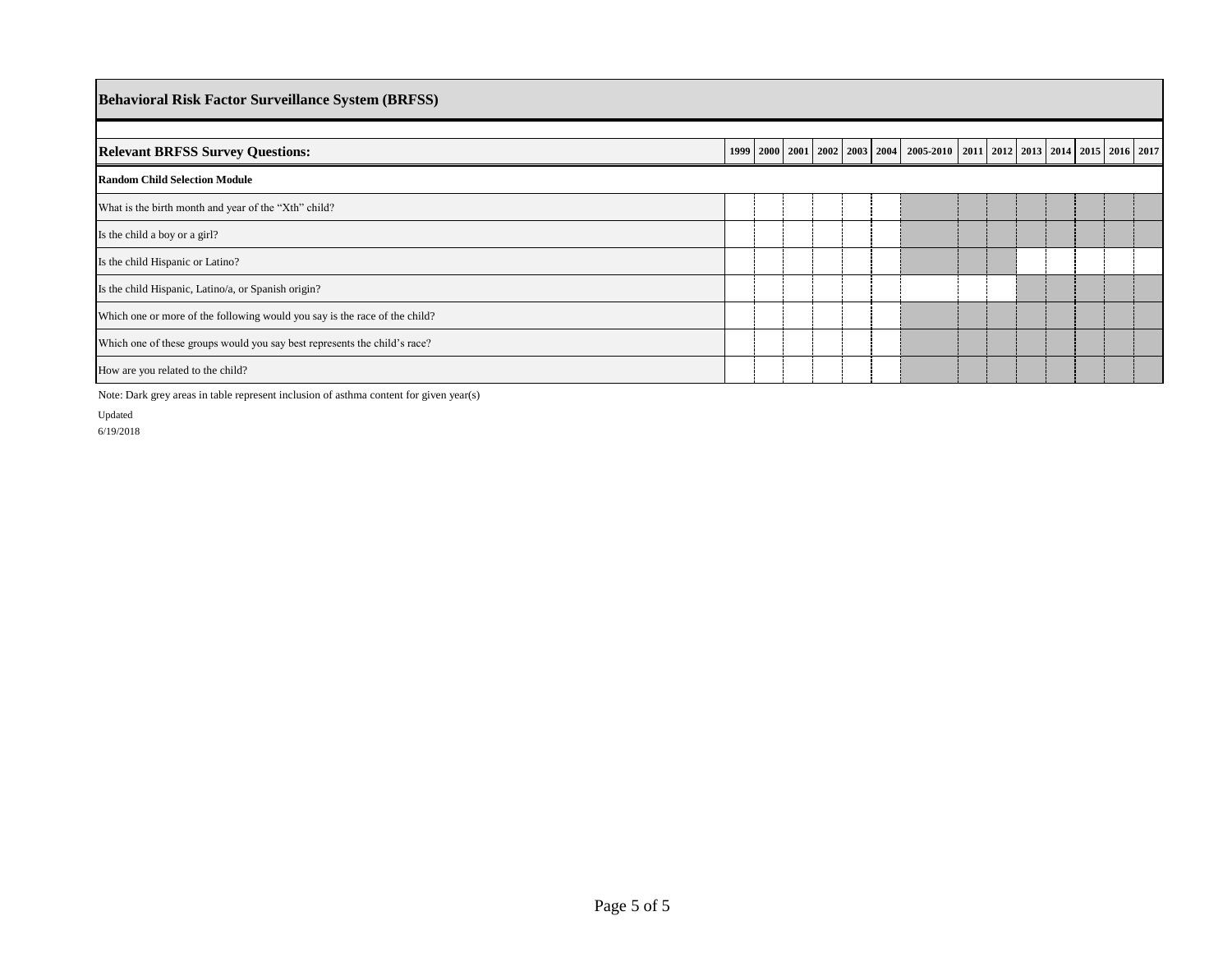## Behavioral Risk Factor Surveillance System (BRFSS)

| Relevant BRFSS Survey Questions: | 1999 | 2000 | 2001 | 2002 | 2003 | 2004 | 2005-2010 | 2011 | 2012 | 2013 | 2014 | 2015 | 2016 | 2017 |
|---|---|---|---|---|---|---|---|---|---|---|---|---|---|---|
| **Random Child Selection Module** | | | | | | | | | | | | | | |
| What is the birth month and year of the "Xth" child? | | | | | | | ■ | ■ | ■ | ■ | ■ | ■ | ■ | ■ |
| Is the child a boy or a girl? | | | | | | | ■ | ■ | ■ | ■ | ■ | ■ | ■ | ■ |
| Is the child Hispanic or Latino? | | | | | | | ■ | ■ | ■ | | | | | |
| Is the child Hispanic, Latino/a, or Spanish origin? | | | | | | | | | | ■ | ■ | ■ | ■ | ■ |
| Which one or more of the following would you say is the race of the child? | | | | | | | ■ | ■ | ■ | ■ | ■ | ■ | ■ | ■ |
| Which one of these groups would you say best represents the child's race? | | | | | | | ■ | ■ | ■ | ■ | ■ | ■ | ■ | ■ |
| How are you related to the child? | | | | | | | ■ | ■ | ■ | ■ | ■ | ■ | ■ | ■ |

Note: Dark grey areas in table represent inclusion of asthma content for given year(s)

Updated
6/19/2018